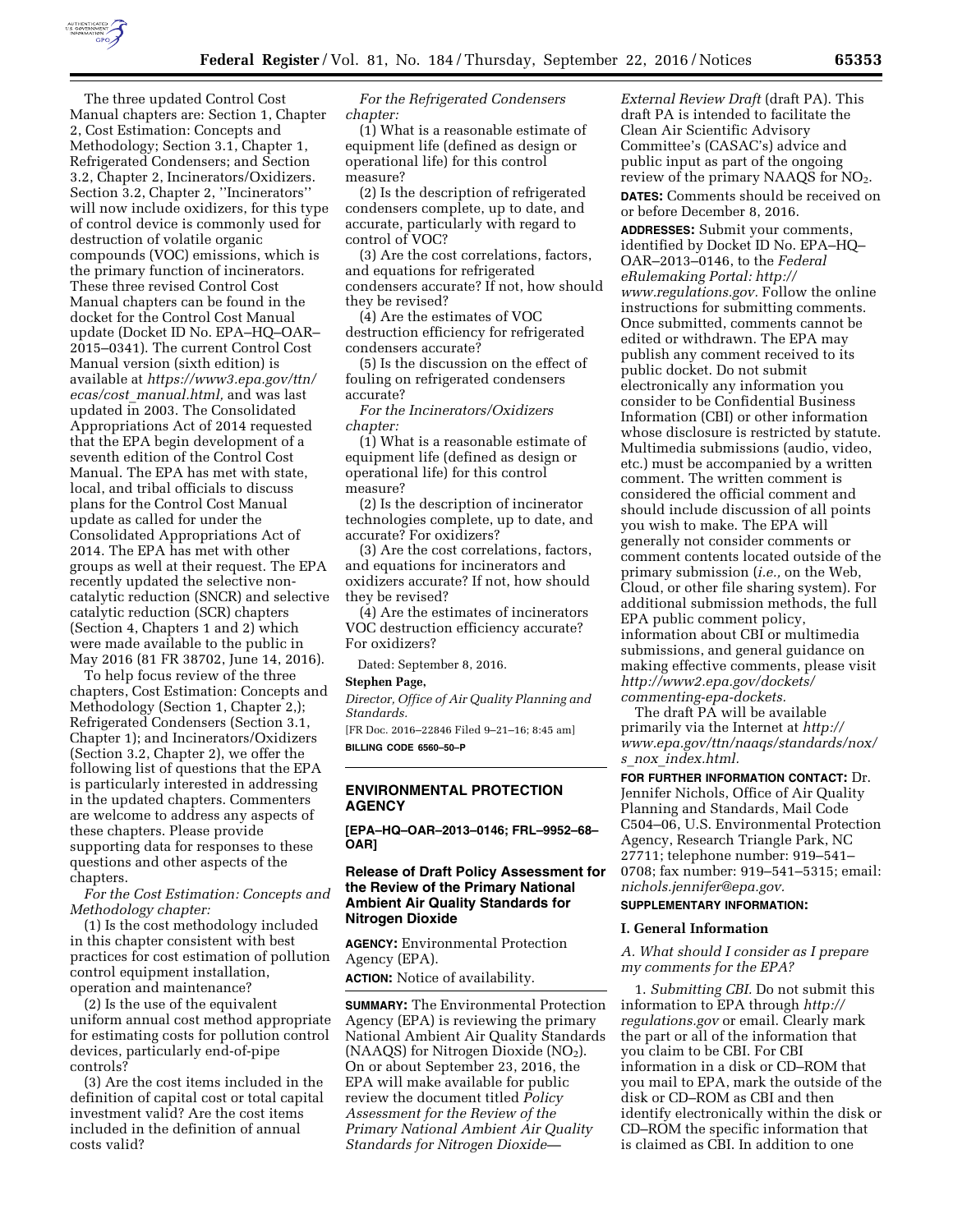The three updated Control Cost Manual chapters are: Section 1, Chapter 2, Cost Estimation: Concepts and Methodology; Section 3.1, Chapter 1, Refrigerated Condensers; and Section 3.2, Chapter 2, Incinerators/Oxidizers. Section 3.2, Chapter 2, ''Incinerators'' will now include oxidizers, for this type of control device is commonly used for destruction of volatile organic compounds (VOC) emissions, which is the primary function of incinerators. These three revised Control Cost Manual chapters can be found in the docket for the Control Cost Manual update (Docket ID No. EPA–HQ–OAR–2015–0341). The current Control Cost Manual version (sixth edition) is available at *https://www3.epa.gov/ttn/ecas/cost_manual.html,* and was last updated in 2003. The Consolidated Appropriations Act of 2014 requested that the EPA begin development of a seventh edition of the Control Cost Manual. The EPA has met with state, local, and tribal officials to discuss plans for the Control Cost Manual update as called for under the Consolidated Appropriations Act of 2014. The EPA has met with other groups as well at their request. The EPA recently updated the selective non-catalytic reduction (SNCR) and selective catalytic reduction (SCR) chapters (Section 4, Chapters 1 and 2) which were made available to the public in May 2016 (81 FR 38702, June 14, 2016).

To help focus review of the three chapters, Cost Estimation: Concepts and Methodology (Section 1, Chapter 2,); Refrigerated Condensers (Section 3.1, Chapter 1); and Incinerators/Oxidizers (Section 3.2, Chapter 2), we offer the following list of questions that the EPA is particularly interested in addressing in the updated chapters. Commenters are welcome to address any aspects of these chapters. Please provide supporting data for responses to these questions and other aspects of the chapters.

*For the Cost Estimation: Concepts and Methodology chapter:*

(1) Is the cost methodology included in this chapter consistent with best practices for cost estimation of pollution control equipment installation, operation and maintenance?

(2) Is the use of the equivalent uniform annual cost method appropriate for estimating costs for pollution control devices, particularly end-of-pipe controls?

(3) Are the cost items included in the definition of capital cost or total capital investment valid? Are the cost items included in the definition of annual costs valid?

*For the Refrigerated Condensers chapter:*

(1) What is a reasonable estimate of equipment life (defined as design or operational life) for this control measure?

(2) Is the description of refrigerated condensers complete, up to date, and accurate, particularly with regard to control of VOC?

(3) Are the cost correlations, factors, and equations for refrigerated condensers accurate? If not, how should they be revised?

(4) Are the estimates of VOC destruction efficiency for refrigerated condensers accurate?

(5) Is the discussion on the effect of fouling on refrigerated condensers accurate?

*For the Incinerators/Oxidizers chapter:*

(1) What is a reasonable estimate of equipment life (defined as design or operational life) for this control measure?

(2) Is the description of incinerator technologies complete, up to date, and accurate? For oxidizers?

(3) Are the cost correlations, factors, and equations for incinerators and oxidizers accurate? If not, how should they be revised?

(4) Are the estimates of incinerators VOC destruction efficiency accurate? For oxidizers?

Dated: September 8, 2016.

**Stephen Page,**

*Director, Office of Air Quality Planning and Standards.*

[FR Doc. 2016–22846 Filed 9–21–16; 8:45 am]

**BILLING CODE 6560–50–P**

---

## ENVIRONMENTAL PROTECTION AGENCY

**[EPA–HQ–OAR–2013–0146; FRL–9952–68–OAR]**

### Release of Draft Policy Assessment for the Review of the Primary National Ambient Air Quality Standards for Nitrogen Dioxide

**AGENCY:** Environmental Protection Agency (EPA).

**ACTION:** Notice of availability.

**SUMMARY:** The Environmental Protection Agency (EPA) is reviewing the primary National Ambient Air Quality Standards (NAAQS) for Nitrogen Dioxide ($NO_2$). On or about September 23, 2016, the EPA will make available for public review the document titled *Policy Assessment for the Review of the Primary National Ambient Air Quality Standards for Nitrogen Dioxide—External Review Draft* (draft PA). This draft PA is intended to facilitate the Clean Air Scientific Advisory Committee's (CASAC's) advice and public input as part of the ongoing review of the primary NAAQS for $NO_2$.

**DATES:** Comments should be received on or before December 8, 2016.

**ADDRESSES:** Submit your comments, identified by Docket ID No. EPA–HQ–OAR–2013–0146, to the *Federal eRulemaking Portal: http://www.regulations.gov.* Follow the online instructions for submitting comments. Once submitted, comments cannot be edited or withdrawn. The EPA may publish any comment received to its public docket. Do not submit electronically any information you consider to be Confidential Business Information (CBI) or other information whose disclosure is restricted by statute. Multimedia submissions (audio, video, etc.) must be accompanied by a written comment. The written comment is considered the official comment and should include discussion of all points you wish to make. The EPA will generally not consider comments or comment contents located outside of the primary submission (*i.e.,* on the Web, Cloud, or other file sharing system). For additional submission methods, the full EPA public comment policy, information about CBI or multimedia submissions, and general guidance on making effective comments, please visit *http://www2.epa.gov/dockets/commenting-epa-dockets.*

The draft PA will be available primarily via the Internet at *http://www.epa.gov/ttn/naaqs/standards/nox/s_nox_index.html.*

**FOR FURTHER INFORMATION CONTACT:** Dr. Jennifer Nichols, Office of Air Quality Planning and Standards, Mail Code C504–06, U.S. Environmental Protection Agency, Research Triangle Park, NC 27711; telephone number: 919–541–0708; fax number: 919–541–5315; email: *nichols.jennifer@epa.gov.*

**SUPPLEMENTARY INFORMATION:**

#### I. General Information

*A. What should I consider as I prepare my comments for the EPA?*

1. *Submitting CBI.* Do not submit this information to EPA through *http://regulations.gov* or email. Clearly mark the part or all of the information that you claim to be CBI. For CBI information in a disk or CD–ROM that you mail to EPA, mark the outside of the disk or CD–ROM as CBI and then identify electronically within the disk or CD–ROM the specific information that is claimed as CBI. In addition to one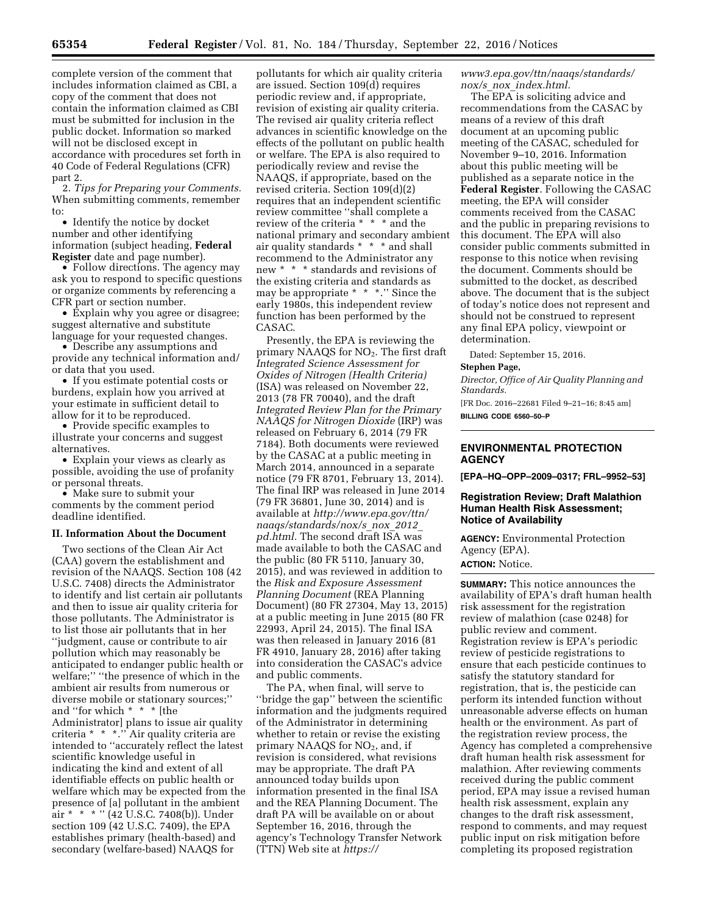complete version of the comment that includes information claimed as CBI, a copy of the comment that does not contain the information claimed as CBI must be submitted for inclusion in the public docket. Information so marked will not be disclosed except in accordance with procedures set forth in 40 Code of Federal Regulations (CFR) part 2.

2. *Tips for Preparing your Comments.* When submitting comments, remember to:

- Identify the notice by docket number and other identifying information (subject heading, **Federal Register** date and page number).
- Follow directions. The agency may ask you to respond to specific questions or organize comments by referencing a CFR part or section number.
- Explain why you agree or disagree; suggest alternative and substitute language for your requested changes.
- Describe any assumptions and provide any technical information and/or data that you used.
- If you estimate potential costs or burdens, explain how you arrived at your estimate in sufficient detail to allow for it to be reproduced.
- Provide specific examples to illustrate your concerns and suggest alternatives.
- Explain your views as clearly as possible, avoiding the use of profanity or personal threats.
- Make sure to submit your comments by the comment period deadline identified.

## II. Information About the Document

Two sections of the Clean Air Act (CAA) govern the establishment and revision of the NAAQS. Section 108 (42 U.S.C. 7408) directs the Administrator to identify and list certain air pollutants and then to issue air quality criteria for those pollutants. The Administrator is to list those air pollutants that in her ''judgment, cause or contribute to air pollution which may reasonably be anticipated to endanger public health or welfare;'' ''the presence of which in the ambient air results from numerous or diverse mobile or stationary sources;'' and ''for which * * * [the Administrator] plans to issue air quality criteria * * *.'' Air quality criteria are intended to ''accurately reflect the latest scientific knowledge useful in indicating the kind and extent of all identifiable effects on public health or welfare which may be expected from the presence of [a] pollutant in the ambient air * * * '' (42 U.S.C. 7408(b)). Under section 109 (42 U.S.C. 7409), the EPA establishes primary (health-based) and secondary (welfare-based) NAAQS for pollutants for which air quality criteria are issued. Section 109(d) requires periodic review and, if appropriate, revision of existing air quality criteria. The revised air quality criteria reflect advances in scientific knowledge on the effects of the pollutant on public health or welfare. The EPA is also required to periodically review and revise the NAAQS, if appropriate, based on the revised criteria. Section 109(d)(2) requires that an independent scientific review committee ''shall complete a review of the criteria * * * and the national primary and secondary ambient air quality standards * * * and shall recommend to the Administrator any new * * * standards and revisions of the existing criteria and standards as may be appropriate * * *.'' Since the early 1980s, this independent review function has been performed by the CASAC.

Presently, the EPA is reviewing the primary NAAQS for $NO_2$. The first draft *Integrated Science Assessment for Oxides of Nitrogen (Health Criteria)* (ISA) was released on November 22, 2013 (78 FR 70040), and the draft *Integrated Review Plan for the Primary NAAQS for Nitrogen Dioxide* (IRP) was released on February 6, 2014 (79 FR 7184). Both documents were reviewed by the CASAC at a public meeting in March 2014, announced in a separate notice (79 FR 8701, February 13, 2014). The final IRP was released in June 2014 (79 FR 36801, June 30, 2014) and is available at *http://www.epa.gov/ttn/naaqs/standards/nox/s_nox_2012_pd.html.* The second draft ISA was made available to both the CASAC and the public (80 FR 5110, January 30, 2015), and was reviewed in addition to the *Risk and Exposure Assessment Planning Document* (REA Planning Document) (80 FR 27304, May 13, 2015) at a public meeting in June 2015 (80 FR 22993, April 24, 2015). The final ISA was then released in January 2016 (81 FR 4910, January 28, 2016) after taking into consideration the CASAC's advice and public comments.

The PA, when final, will serve to ''bridge the gap'' between the scientific information and the judgments required of the Administrator in determining whether to retain or revise the existing primary NAAQS for $NO_2$, and, if revision is considered, what revisions may be appropriate. The draft PA announced today builds upon information presented in the final ISA and the REA Planning Document. The draft PA will be available on or about September 16, 2016, through the agency's Technology Transfer Network (TTN) Web site at *https://www3.epa.gov/ttn/naaqs/standards/nox/s_nox_index.html.*

The EPA is soliciting advice and recommendations from the CASAC by means of a review of this draft document at an upcoming public meeting of the CASAC, scheduled for November 9–10, 2016. Information about this public meeting will be published as a separate notice in the **Federal Register**. Following the CASAC meeting, the EPA will consider comments received from the CASAC and the public in preparing revisions to this document. The EPA will also consider public comments submitted in response to this notice when revising the document. Comments should be submitted to the docket, as described above. The document that is the subject of today's notice does not represent and should not be construed to represent any final EPA policy, viewpoint or determination.

Dated: September 15, 2016.

**Stephen Page,**

*Director, Office of Air Quality Planning and Standards.*

[FR Doc. 2016–22681 Filed 9–21–16; 8:45 am]

**BILLING CODE 6560–50–P**

---

## ENVIRONMENTAL PROTECTION AGENCY

**[EPA–HQ–OPP–2009–0317; FRL–9952–53]**

### Registration Review; Draft Malathion Human Health Risk Assessment; Notice of Availability

**AGENCY:** Environmental Protection Agency (EPA).

**ACTION:** Notice.

**SUMMARY:** This notice announces the availability of EPA's draft human health risk assessment for the registration review of malathion (case 0248) for public review and comment. Registration review is EPA's periodic review of pesticide registrations to ensure that each pesticide continues to satisfy the statutory standard for registration, that is, the pesticide can perform its intended function without unreasonable adverse effects on human health or the environment. As part of the registration review process, the Agency has completed a comprehensive draft human health risk assessment for malathion. After reviewing comments received during the public comment period, EPA may issue a revised human health risk assessment, explain any changes to the draft risk assessment, respond to comments, and may request public input on risk mitigation before completing its proposed registration